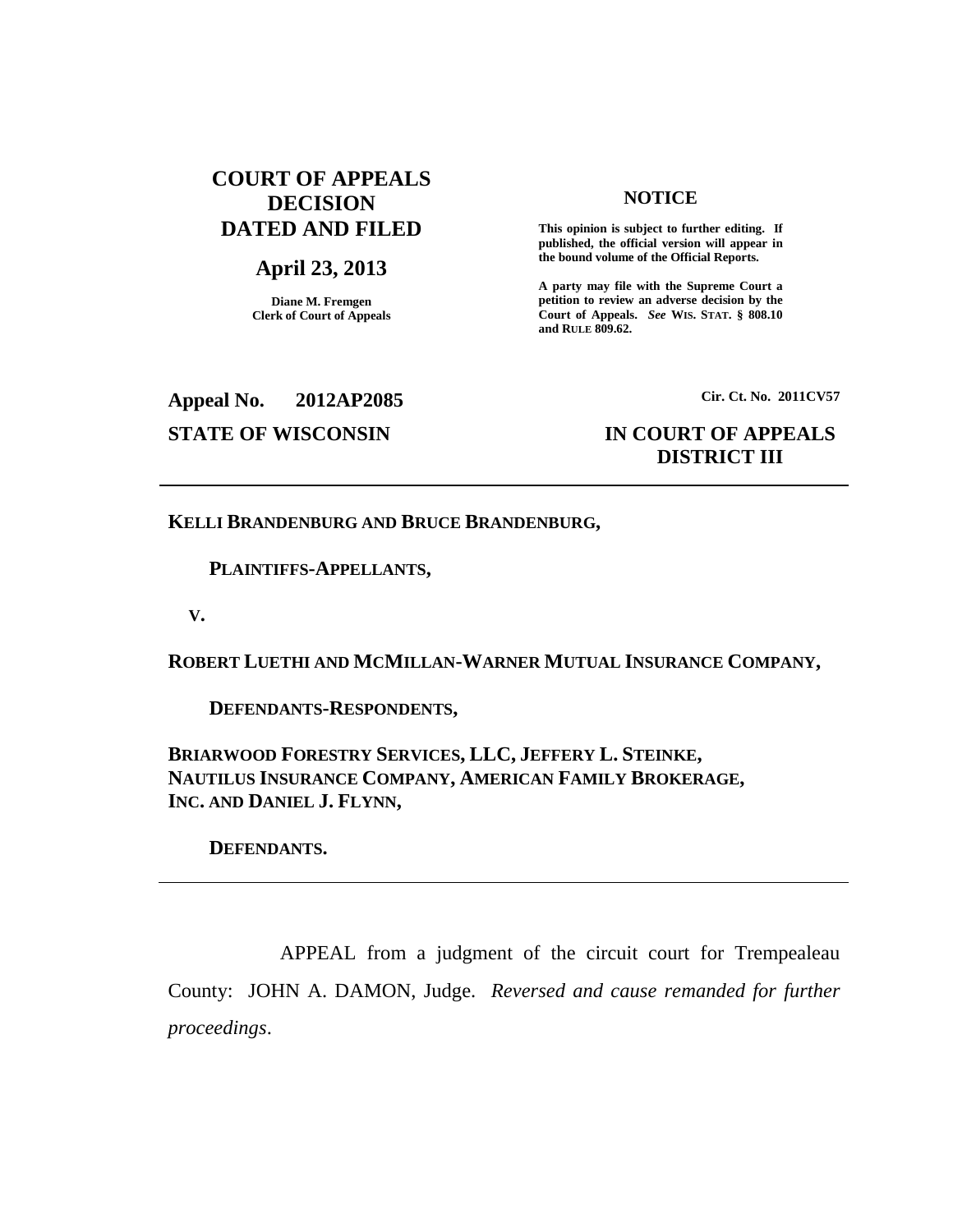# COURT OF APPEALS DECISION DATED AND FILED

## April 23, 2013

Diane M. Fremgen
Clerk of Court of Appeals

**NOTICE**

**This opinion is subject to further editing. If published, the official version will appear in the bound volume of the Official Reports.**

**A party may file with the Supreme Court a petition to review an adverse decision by the Court of Appeals. *See* WIS. STAT. § 808.10 and RULE 809.62.**

**Appeal No. 2012AP2085**

**Cir. Ct. No. 2011CV57**

**STATE OF WISCONSIN**

**IN COURT OF APPEALS DISTRICT III**

---

**KELLI BRANDENBURG AND BRUCE BRANDENBURG,**

**PLAINTIFFS-APPELLANTS,**

**V.**

**ROBERT LUETHI AND MCMILLAN-WARNER MUTUAL INSURANCE COMPANY,**

**DEFENDANTS-RESPONDENTS,**

**BRIARWOOD FORESTRY SERVICES, LLC, JEFFERY L. STEINKE, NAUTILUS INSURANCE COMPANY, AMERICAN FAMILY BROKERAGE, INC. AND DANIEL J. FLYNN,**

**DEFENDANTS.**

---

APPEAL from a judgment of the circuit court for Trempealeau County: JOHN A. DAMON, Judge. *Reversed and cause remanded for further proceedings*.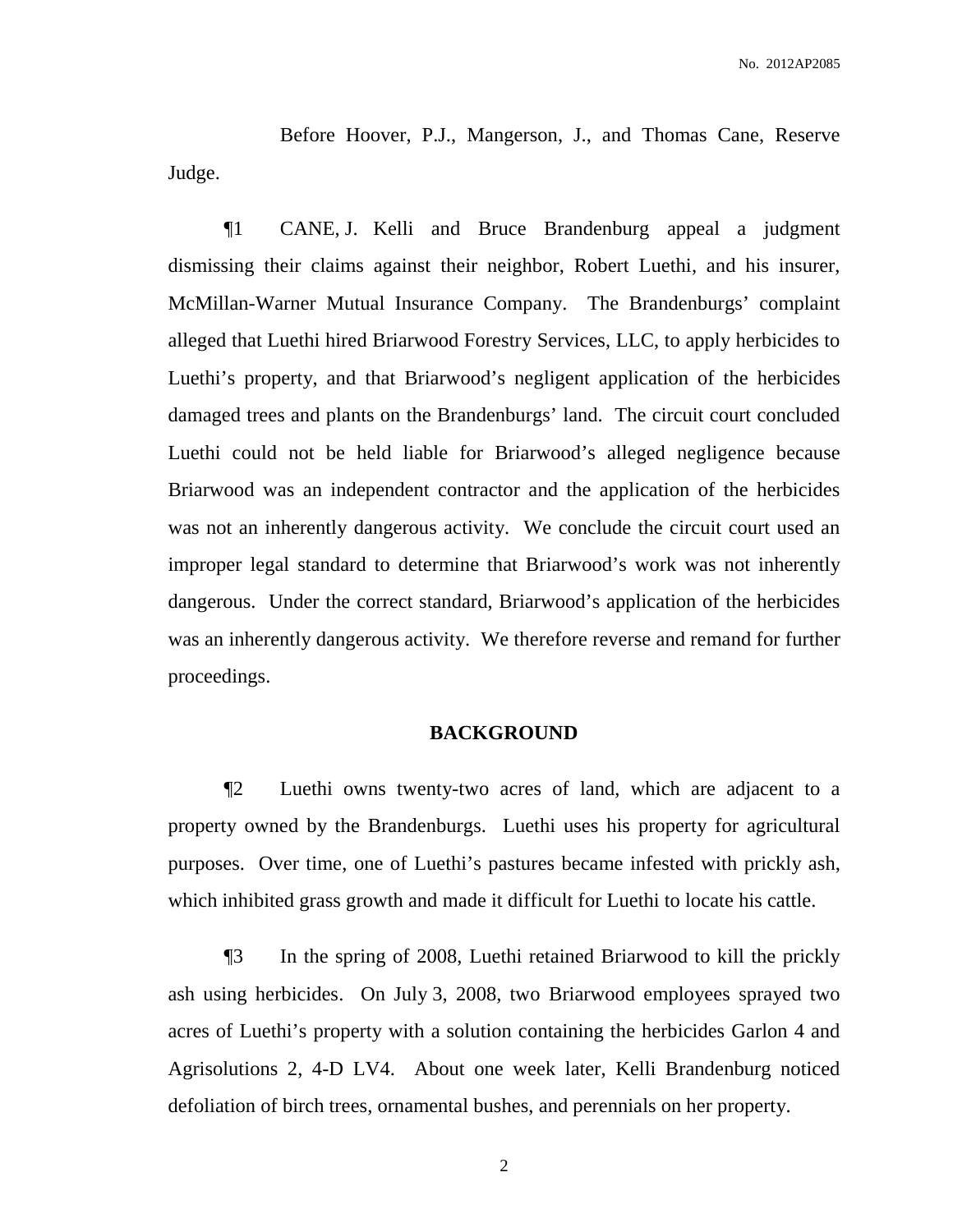Before Hoover, P.J., Mangerson, J., and Thomas Cane, Reserve Judge.

¶1 CANE, J. Kelli and Bruce Brandenburg appeal a judgment dismissing their claims against their neighbor, Robert Luethi, and his insurer, McMillan-Warner Mutual Insurance Company. The Brandenburgs' complaint alleged that Luethi hired Briarwood Forestry Services, LLC, to apply herbicides to Luethi's property, and that Briarwood's negligent application of the herbicides damaged trees and plants on the Brandenburgs' land. The circuit court concluded Luethi could not be held liable for Briarwood's alleged negligence because Briarwood was an independent contractor and the application of the herbicides was not an inherently dangerous activity. We conclude the circuit court used an improper legal standard to determine that Briarwood's work was not inherently dangerous. Under the correct standard, Briarwood's application of the herbicides was an inherently dangerous activity. We therefore reverse and remand for further proceedings.

## BACKGROUND

¶2 Luethi owns twenty-two acres of land, which are adjacent to a property owned by the Brandenburgs. Luethi uses his property for agricultural purposes. Over time, one of Luethi's pastures became infested with prickly ash, which inhibited grass growth and made it difficult for Luethi to locate his cattle.

¶3 In the spring of 2008, Luethi retained Briarwood to kill the prickly ash using herbicides. On July 3, 2008, two Briarwood employees sprayed two acres of Luethi's property with a solution containing the herbicides Garlon 4 and Agrisolutions 2, 4-D LV4. About one week later, Kelli Brandenburg noticed defoliation of birch trees, ornamental bushes, and perennials on her property.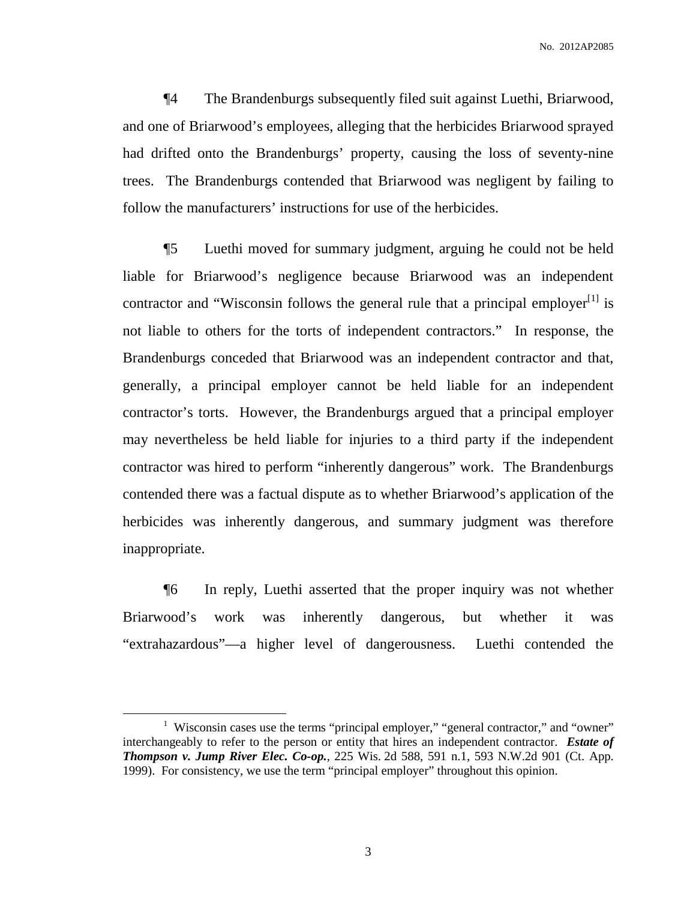¶4 The Brandenburgs subsequently filed suit against Luethi, Briarwood, and one of Briarwood's employees, alleging that the herbicides Briarwood sprayed had drifted onto the Brandenburgs' property, causing the loss of seventy-nine trees. The Brandenburgs contended that Briarwood was negligent by failing to follow the manufacturers' instructions for use of the herbicides.

¶5 Luethi moved for summary judgment, arguing he could not be held liable for Briarwood's negligence because Briarwood was an independent contractor and "Wisconsin follows the general rule that a principal employer[1] is not liable to others for the torts of independent contractors." In response, the Brandenburgs conceded that Briarwood was an independent contractor and that, generally, a principal employer cannot be held liable for an independent contractor's torts. However, the Brandenburgs argued that a principal employer may nevertheless be held liable for injuries to a third party if the independent contractor was hired to perform "inherently dangerous" work. The Brandenburgs contended there was a factual dispute as to whether Briarwood's application of the herbicides was inherently dangerous, and summary judgment was therefore inappropriate.

¶6 In reply, Luethi asserted that the proper inquiry was not whether Briarwood's work was inherently dangerous, but whether it was "extrahazardous"—a higher level of dangerousness. Luethi contended the

---

[1] Wisconsin cases use the terms "principal employer," "general contractor," and "owner" interchangeably to refer to the person or entity that hires an independent contractor. ***Estate of Thompson v. Jump River Elec. Co-op.***, 225 Wis. 2d 588, 591 n.1, 593 N.W.2d 901 (Ct. App. 1999). For consistency, we use the term "principal employer" throughout this opinion.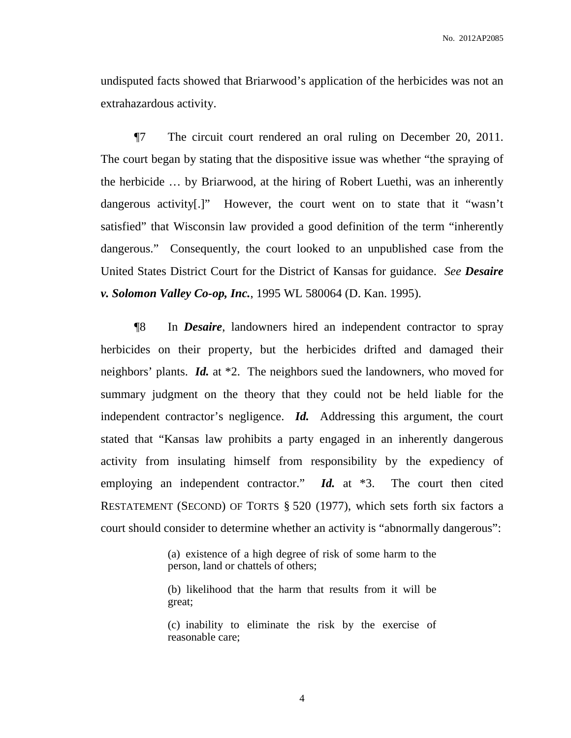undisputed facts showed that Briarwood's application of the herbicides was not an extrahazardous activity.

¶7 The circuit court rendered an oral ruling on December 20, 2011. The court began by stating that the dispositive issue was whether "the spraying of the herbicide … by Briarwood, at the hiring of Robert Luethi, was an inherently dangerous activity[.]" However, the court went on to state that it "wasn't satisfied" that Wisconsin law provided a good definition of the term "inherently dangerous." Consequently, the court looked to an unpublished case from the United States District Court for the District of Kansas for guidance. *See* ***Desaire v. Solomon Valley Co-op, Inc.***, 1995 WL 580064 (D. Kan. 1995).

¶8 In ***Desaire***, landowners hired an independent contractor to spray herbicides on their property, but the herbicides drifted and damaged their neighbors' plants. ***Id.*** at *2. The neighbors sued the landowners, who moved for summary judgment on the theory that they could not be held liable for the independent contractor's negligence. ***Id.*** Addressing this argument, the court stated that "Kansas law prohibits a party engaged in an inherently dangerous activity from insulating himself from responsibility by the expediency of employing an independent contractor." ***Id.*** at *3. The court then cited RESTATEMENT (SECOND) OF TORTS § 520 (1977), which sets forth six factors a court should consider to determine whether an activity is "abnormally dangerous":

> (a) existence of a high degree of risk of some harm to the person, land or chattels of others;
>
> (b) likelihood that the harm that results from it will be great;
>
> (c) inability to eliminate the risk by the exercise of reasonable care;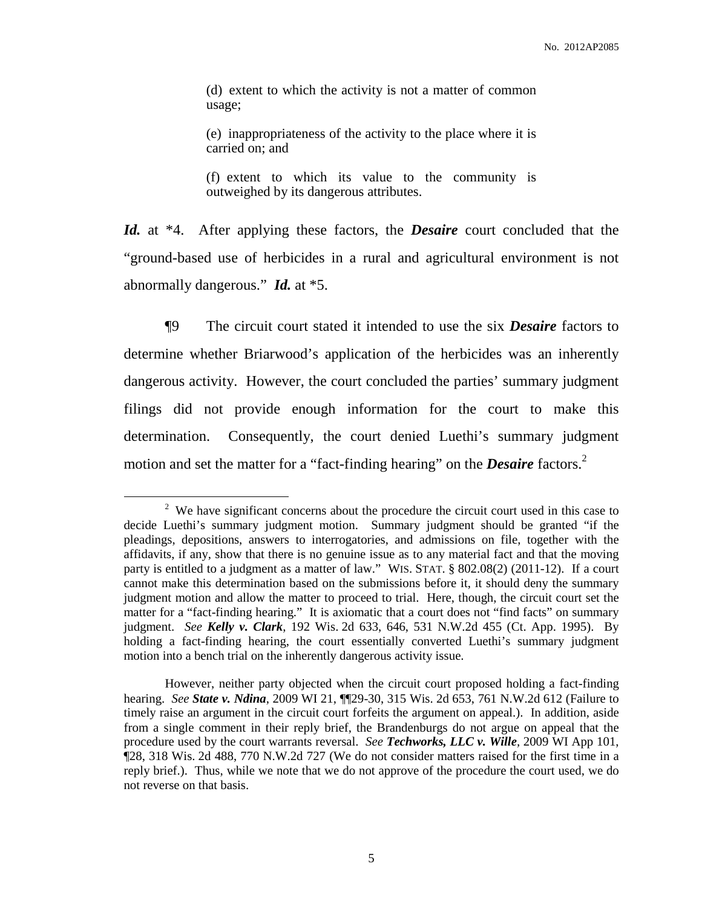> (d) extent to which the activity is not a matter of common usage;
>
> (e) inappropriateness of the activity to the place where it is carried on; and
>
> (f) extent to which its value to the community is outweighed by its dangerous attributes.

***Id.*** at \*4. After applying these factors, the ***Desaire*** court concluded that the "ground-based use of herbicides in a rural and agricultural environment is not abnormally dangerous." ***Id.*** at \*5.

¶9 The circuit court stated it intended to use the six ***Desaire*** factors to determine whether Briarwood's application of the herbicides was an inherently dangerous activity. However, the court concluded the parties' summary judgment filings did not provide enough information for the court to make this determination. Consequently, the court denied Luethi's summary judgment motion and set the matter for a "fact-finding hearing" on the ***Desaire*** factors.[2]

---

[2] We have significant concerns about the procedure the circuit court used in this case to decide Luethi's summary judgment motion. Summary judgment should be granted "if the pleadings, depositions, answers to interrogatories, and admissions on file, together with the affidavits, if any, show that there is no genuine issue as to any material fact and that the moving party is entitled to a judgment as a matter of law." WIS. STAT. § 802.08(2) (2011-12). If a court cannot make this determination based on the submissions before it, it should deny the summary judgment motion and allow the matter to proceed to trial. Here, though, the circuit court set the matter for a "fact-finding hearing." It is axiomatic that a court does not "find facts" on summary judgment. *See* ***Kelly v. Clark***, 192 Wis. 2d 633, 646, 531 N.W.2d 455 (Ct. App. 1995). By holding a fact-finding hearing, the court essentially converted Luethi's summary judgment motion into a bench trial on the inherently dangerous activity issue.

However, neither party objected when the circuit court proposed holding a fact-finding hearing. *See* ***State v. Ndina***, 2009 WI 21, ¶¶29-30, 315 Wis. 2d 653, 761 N.W.2d 612 (Failure to timely raise an argument in the circuit court forfeits the argument on appeal.). In addition, aside from a single comment in their reply brief, the Brandenburgs do not argue on appeal that the procedure used by the court warrants reversal. *See* ***Techworks, LLC v. Wille***, 2009 WI App 101, ¶28, 318 Wis. 2d 488, 770 N.W.2d 727 (We do not consider matters raised for the first time in a reply brief.). Thus, while we note that we do not approve of the procedure the court used, we do not reverse on that basis.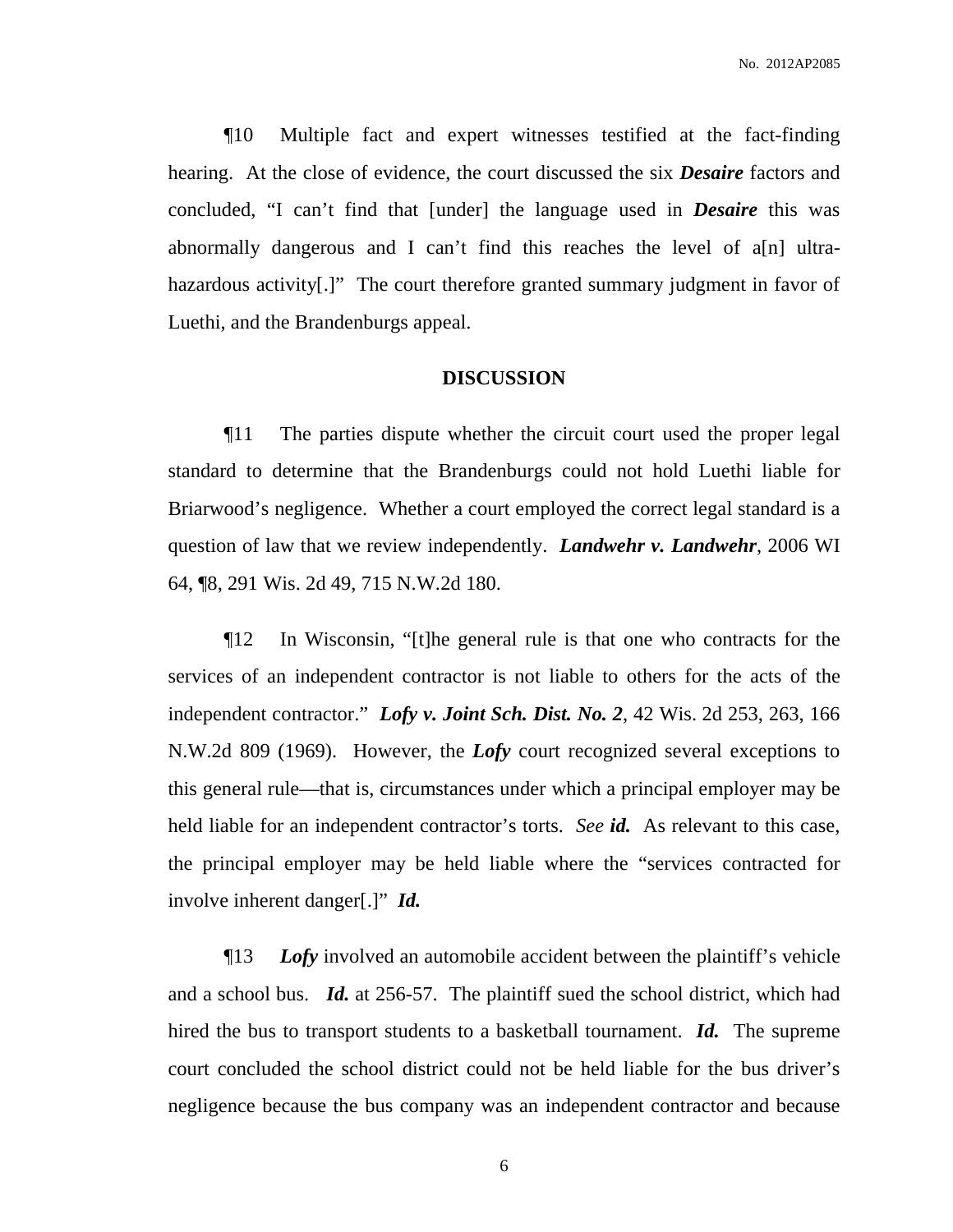¶10 Multiple fact and expert witnesses testified at the fact-finding hearing. At the close of evidence, the court discussed the six ***Desaire*** factors and concluded, "I can't find that [under] the language used in ***Desaire*** this was abnormally dangerous and I can't find this reaches the level of a[n] ultra-hazardous activity[.]" The court therefore granted summary judgment in favor of Luethi, and the Brandenburgs appeal.

## DISCUSSION

¶11 The parties dispute whether the circuit court used the proper legal standard to determine that the Brandenburgs could not hold Luethi liable for Briarwood's negligence. Whether a court employed the correct legal standard is a question of law that we review independently. ***Landwehr v. Landwehr***, 2006 WI 64, ¶8, 291 Wis. 2d 49, 715 N.W.2d 180.

¶12 In Wisconsin, "[t]he general rule is that one who contracts for the services of an independent contractor is not liable to others for the acts of the independent contractor." ***Lofy v. Joint Sch. Dist. No. 2***, 42 Wis. 2d 253, 263, 166 N.W.2d 809 (1969). However, the ***Lofy*** court recognized several exceptions to this general rule—that is, circumstances under which a principal employer may be held liable for an independent contractor's torts. *See* ***id.*** As relevant to this case, the principal employer may be held liable where the "services contracted for involve inherent danger[.]" ***Id.***

¶13 ***Lofy*** involved an automobile accident between the plaintiff's vehicle and a school bus. ***Id.*** at 256-57. The plaintiff sued the school district, which had hired the bus to transport students to a basketball tournament. ***Id.*** The supreme court concluded the school district could not be held liable for the bus driver's negligence because the bus company was an independent contractor and because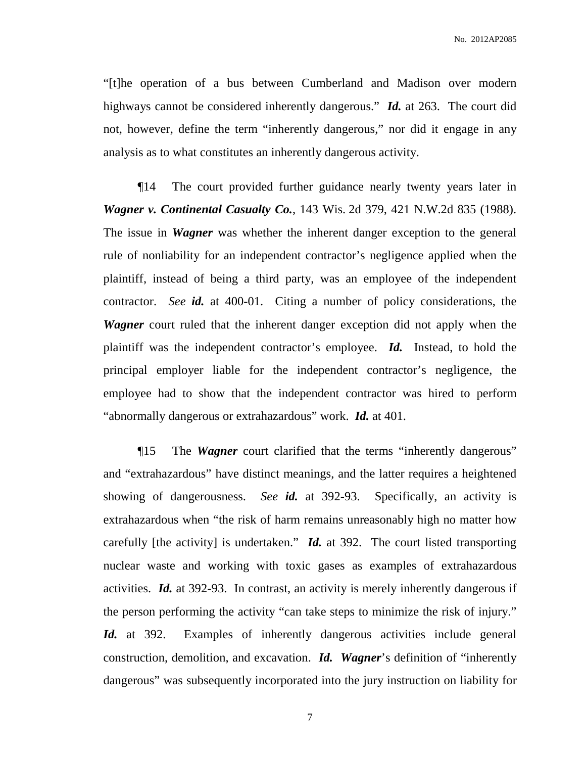"[t]he operation of a bus between Cumberland and Madison over modern highways cannot be considered inherently dangerous." ***Id.*** at 263. The court did not, however, define the term "inherently dangerous," nor did it engage in any analysis as to what constitutes an inherently dangerous activity.

¶14 The court provided further guidance nearly twenty years later in ***Wagner v. Continental Casualty Co.***, 143 Wis. 2d 379, 421 N.W.2d 835 (1988). The issue in ***Wagner*** was whether the inherent danger exception to the general rule of nonliability for an independent contractor's negligence applied when the plaintiff, instead of being a third party, was an employee of the independent contractor. *See* ***id.*** at 400-01. Citing a number of policy considerations, the ***Wagner*** court ruled that the inherent danger exception did not apply when the plaintiff was the independent contractor's employee. ***Id.*** Instead, to hold the principal employer liable for the independent contractor's negligence, the employee had to show that the independent contractor was hired to perform "abnormally dangerous or extrahazardous" work. ***Id.*** at 401.

¶15 The ***Wagner*** court clarified that the terms "inherently dangerous" and "extrahazardous" have distinct meanings, and the latter requires a heightened showing of dangerousness. *See* ***id.*** at 392-93. Specifically, an activity is extrahazardous when "the risk of harm remains unreasonably high no matter how carefully [the activity] is undertaken." ***Id.*** at 392. The court listed transporting nuclear waste and working with toxic gases as examples of extrahazardous activities. ***Id.*** at 392-93. In contrast, an activity is merely inherently dangerous if the person performing the activity "can take steps to minimize the risk of injury." ***Id.*** at 392. Examples of inherently dangerous activities include general construction, demolition, and excavation. ***Id. Wagner***'s definition of "inherently dangerous" was subsequently incorporated into the jury instruction on liability for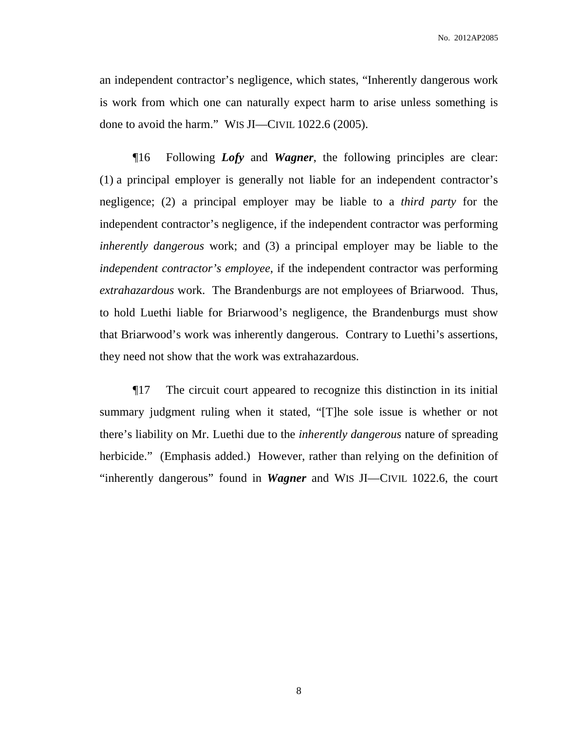an independent contractor's negligence, which states, "Inherently dangerous work is work from which one can naturally expect harm to arise unless something is done to avoid the harm." WIS JI—CIVIL 1022.6 (2005).

¶16 Following ***Lofy*** and ***Wagner***, the following principles are clear: (1) a principal employer is generally not liable for an independent contractor's negligence; (2) a principal employer may be liable to a *third party* for the independent contractor's negligence, if the independent contractor was performing *inherently dangerous* work; and (3) a principal employer may be liable to the *independent contractor's employee*, if the independent contractor was performing *extrahazardous* work. The Brandenburgs are not employees of Briarwood. Thus, to hold Luethi liable for Briarwood's negligence, the Brandenburgs must show that Briarwood's work was inherently dangerous. Contrary to Luethi's assertions, they need not show that the work was extrahazardous.

¶17 The circuit court appeared to recognize this distinction in its initial summary judgment ruling when it stated, "[T]he sole issue is whether or not there's liability on Mr. Luethi due to the *inherently dangerous* nature of spreading herbicide." (Emphasis added.) However, rather than relying on the definition of "inherently dangerous" found in ***Wagner*** and WIS JI—CIVIL 1022.6, the court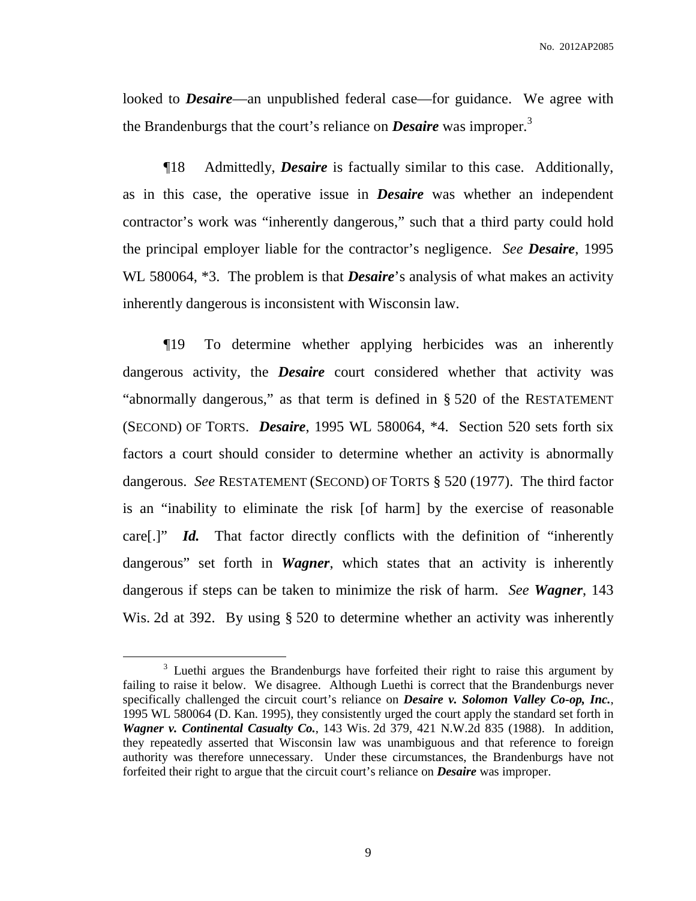looked to ***Desaire***—an unpublished federal case—for guidance. We agree with the Brandenburgs that the court's reliance on ***Desaire*** was improper.[3]

¶18 Admittedly, ***Desaire*** is factually similar to this case. Additionally, as in this case, the operative issue in ***Desaire*** was whether an independent contractor's work was "inherently dangerous," such that a third party could hold the principal employer liable for the contractor's negligence. *See* ***Desaire***, 1995 WL 580064, *3. The problem is that ***Desaire***'s analysis of what makes an activity inherently dangerous is inconsistent with Wisconsin law.

¶19 To determine whether applying herbicides was an inherently dangerous activity, the ***Desaire*** court considered whether that activity was "abnormally dangerous," as that term is defined in § 520 of the RESTATEMENT (SECOND) OF TORTS. ***Desaire***, 1995 WL 580064, *4. Section 520 sets forth six factors a court should consider to determine whether an activity is abnormally dangerous. *See* RESTATEMENT (SECOND) OF TORTS § 520 (1977). The third factor is an "inability to eliminate the risk [of harm] by the exercise of reasonable care[.]" ***Id.*** That factor directly conflicts with the definition of "inherently dangerous" set forth in ***Wagner***, which states that an activity is inherently dangerous if steps can be taken to minimize the risk of harm. *See* ***Wagner***, 143 Wis. 2d at 392. By using § 520 to determine whether an activity was inherently

---

[3] Luethi argues the Brandenburgs have forfeited their right to raise this argument by failing to raise it below. We disagree. Although Luethi is correct that the Brandenburgs never specifically challenged the circuit court's reliance on ***Desaire v. Solomon Valley Co-op, Inc.***, 1995 WL 580064 (D. Kan. 1995), they consistently urged the court apply the standard set forth in ***Wagner v. Continental Casualty Co.***, 143 Wis. 2d 379, 421 N.W.2d 835 (1988). In addition, they repeatedly asserted that Wisconsin law was unambiguous and that reference to foreign authority was therefore unnecessary. Under these circumstances, the Brandenburgs have not forfeited their right to argue that the circuit court's reliance on ***Desaire*** was improper.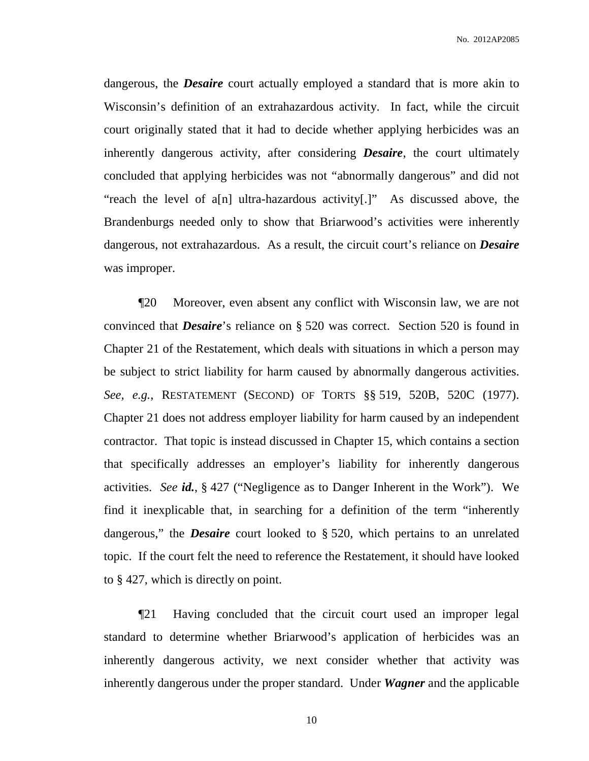dangerous, the ***Desaire*** court actually employed a standard that is more akin to Wisconsin's definition of an extrahazardous activity. In fact, while the circuit court originally stated that it had to decide whether applying herbicides was an inherently dangerous activity, after considering ***Desaire***, the court ultimately concluded that applying herbicides was not "abnormally dangerous" and did not "reach the level of a[n] ultra-hazardous activity[.]" As discussed above, the Brandenburgs needed only to show that Briarwood's activities were inherently dangerous, not extrahazardous. As a result, the circuit court's reliance on ***Desaire*** was improper.

¶20 Moreover, even absent any conflict with Wisconsin law, we are not convinced that ***Desaire***'s reliance on § 520 was correct. Section 520 is found in Chapter 21 of the Restatement, which deals with situations in which a person may be subject to strict liability for harm caused by abnormally dangerous activities. *See, e.g.*, RESTATEMENT (SECOND) OF TORTS §§ 519, 520B, 520C (1977). Chapter 21 does not address employer liability for harm caused by an independent contractor. That topic is instead discussed in Chapter 15, which contains a section that specifically addresses an employer's liability for inherently dangerous activities. *See* ***id.***, § 427 ("Negligence as to Danger Inherent in the Work"). We find it inexplicable that, in searching for a definition of the term "inherently dangerous," the ***Desaire*** court looked to § 520, which pertains to an unrelated topic. If the court felt the need to reference the Restatement, it should have looked to § 427, which is directly on point.

¶21 Having concluded that the circuit court used an improper legal standard to determine whether Briarwood's application of herbicides was an inherently dangerous activity, we next consider whether that activity was inherently dangerous under the proper standard. Under ***Wagner*** and the applicable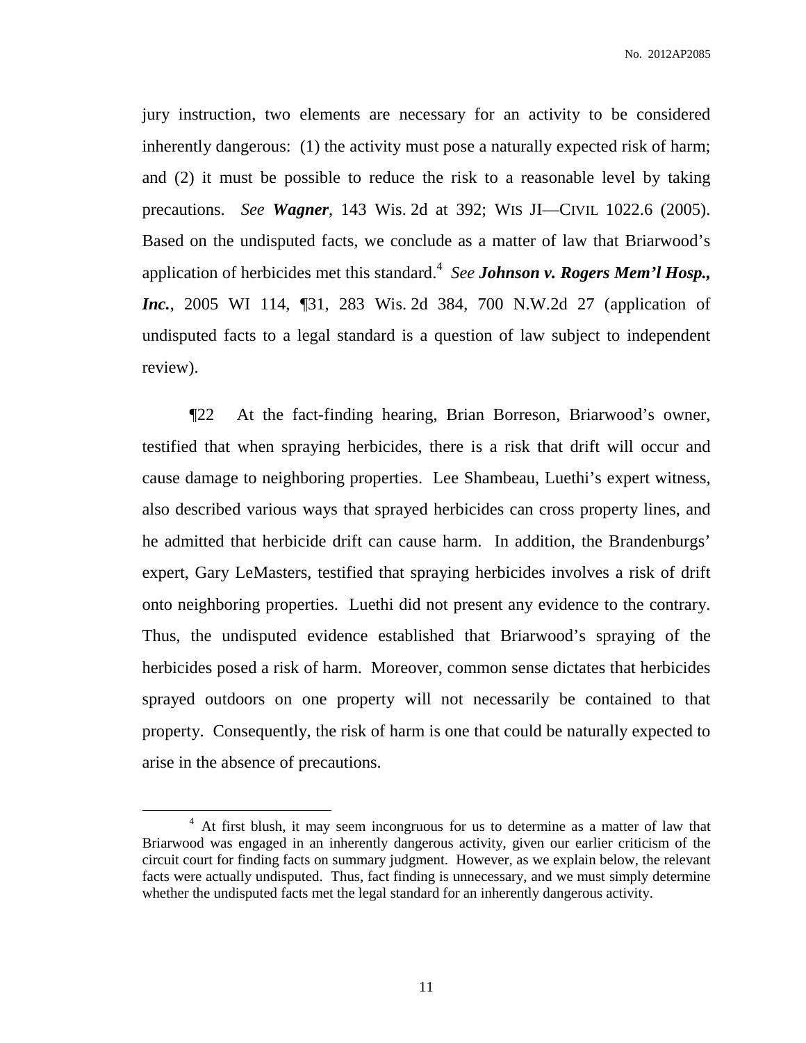jury instruction, two elements are necessary for an activity to be considered inherently dangerous: (1) the activity must pose a naturally expected risk of harm; and (2) it must be possible to reduce the risk to a reasonable level by taking precautions. *See* ***Wagner***, 143 Wis. 2d at 392; WIS JI—CIVIL 1022.6 (2005). Based on the undisputed facts, we conclude as a matter of law that Briarwood's application of herbicides met this standard.[4] *See* ***Johnson v. Rogers Mem'l Hosp., Inc.***, 2005 WI 114, ¶31, 283 Wis. 2d 384, 700 N.W.2d 27 (application of undisputed facts to a legal standard is a question of law subject to independent review).

¶22 At the fact-finding hearing, Brian Borreson, Briarwood's owner, testified that when spraying herbicides, there is a risk that drift will occur and cause damage to neighboring properties. Lee Shambeau, Luethi's expert witness, also described various ways that sprayed herbicides can cross property lines, and he admitted that herbicide drift can cause harm. In addition, the Brandenburgs' expert, Gary LeMasters, testified that spraying herbicides involves a risk of drift onto neighboring properties. Luethi did not present any evidence to the contrary. Thus, the undisputed evidence established that Briarwood's spraying of the herbicides posed a risk of harm. Moreover, common sense dictates that herbicides sprayed outdoors on one property will not necessarily be contained to that property. Consequently, the risk of harm is one that could be naturally expected to arise in the absence of precautions.

[4] At first blush, it may seem incongruous for us to determine as a matter of law that Briarwood was engaged in an inherently dangerous activity, given our earlier criticism of the circuit court for finding facts on summary judgment. However, as we explain below, the relevant facts were actually undisputed. Thus, fact finding is unnecessary, and we must simply determine whether the undisputed facts met the legal standard for an inherently dangerous activity.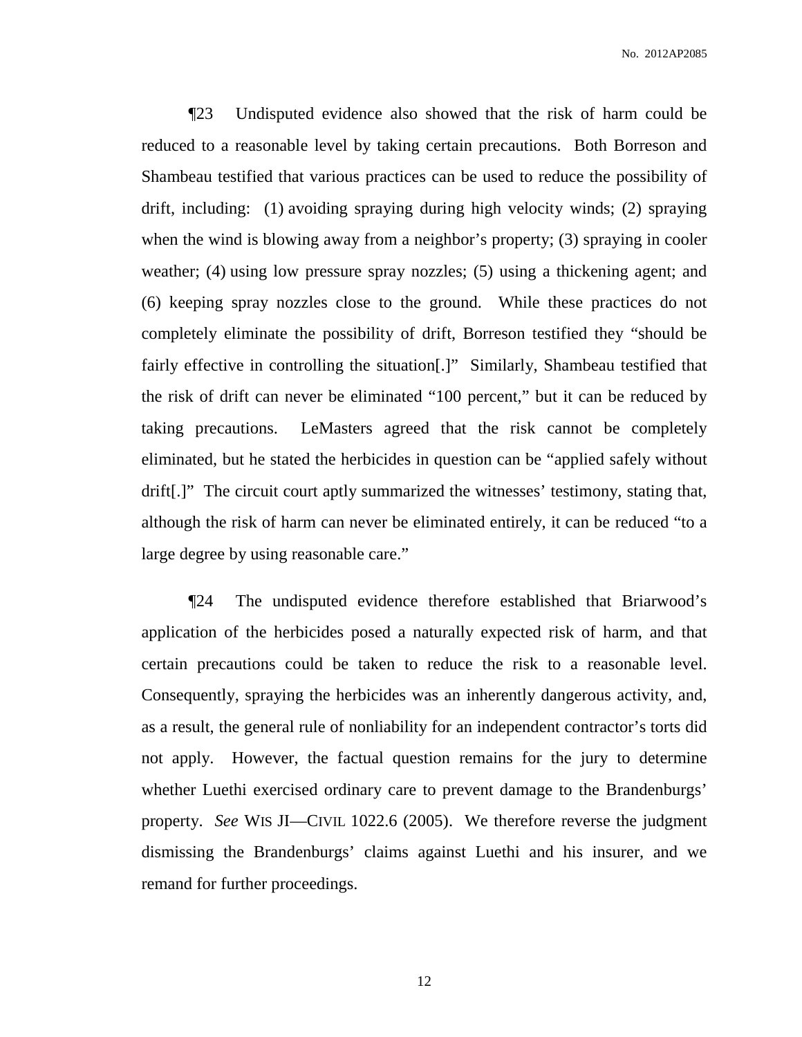¶23 Undisputed evidence also showed that the risk of harm could be reduced to a reasonable level by taking certain precautions. Both Borreson and Shambeau testified that various practices can be used to reduce the possibility of drift, including: (1) avoiding spraying during high velocity winds; (2) spraying when the wind is blowing away from a neighbor's property; (3) spraying in cooler weather; (4) using low pressure spray nozzles; (5) using a thickening agent; and (6) keeping spray nozzles close to the ground. While these practices do not completely eliminate the possibility of drift, Borreson testified they "should be fairly effective in controlling the situation[.]" Similarly, Shambeau testified that the risk of drift can never be eliminated "100 percent," but it can be reduced by taking precautions. LeMasters agreed that the risk cannot be completely eliminated, but he stated the herbicides in question can be "applied safely without drift[.]" The circuit court aptly summarized the witnesses' testimony, stating that, although the risk of harm can never be eliminated entirely, it can be reduced "to a large degree by using reasonable care."

¶24 The undisputed evidence therefore established that Briarwood's application of the herbicides posed a naturally expected risk of harm, and that certain precautions could be taken to reduce the risk to a reasonable level. Consequently, spraying the herbicides was an inherently dangerous activity, and, as a result, the general rule of nonliability for an independent contractor's torts did not apply. However, the factual question remains for the jury to determine whether Luethi exercised ordinary care to prevent damage to the Brandenburgs' property. *See* WIS JI—CIVIL 1022.6 (2005). We therefore reverse the judgment dismissing the Brandenburgs' claims against Luethi and his insurer, and we remand for further proceedings.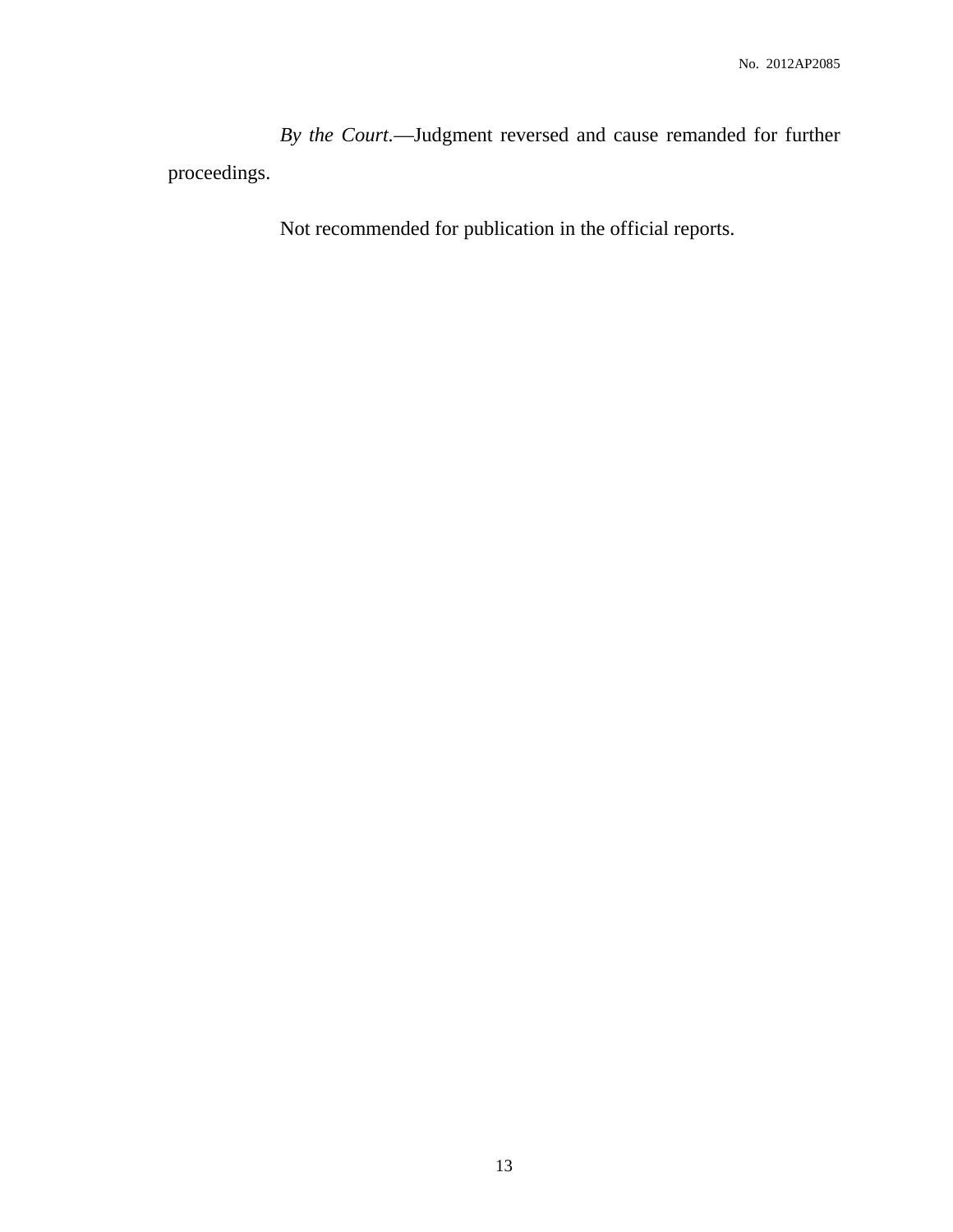*By the Court.*—Judgment reversed and cause remanded for further proceedings.

Not recommended for publication in the official reports.